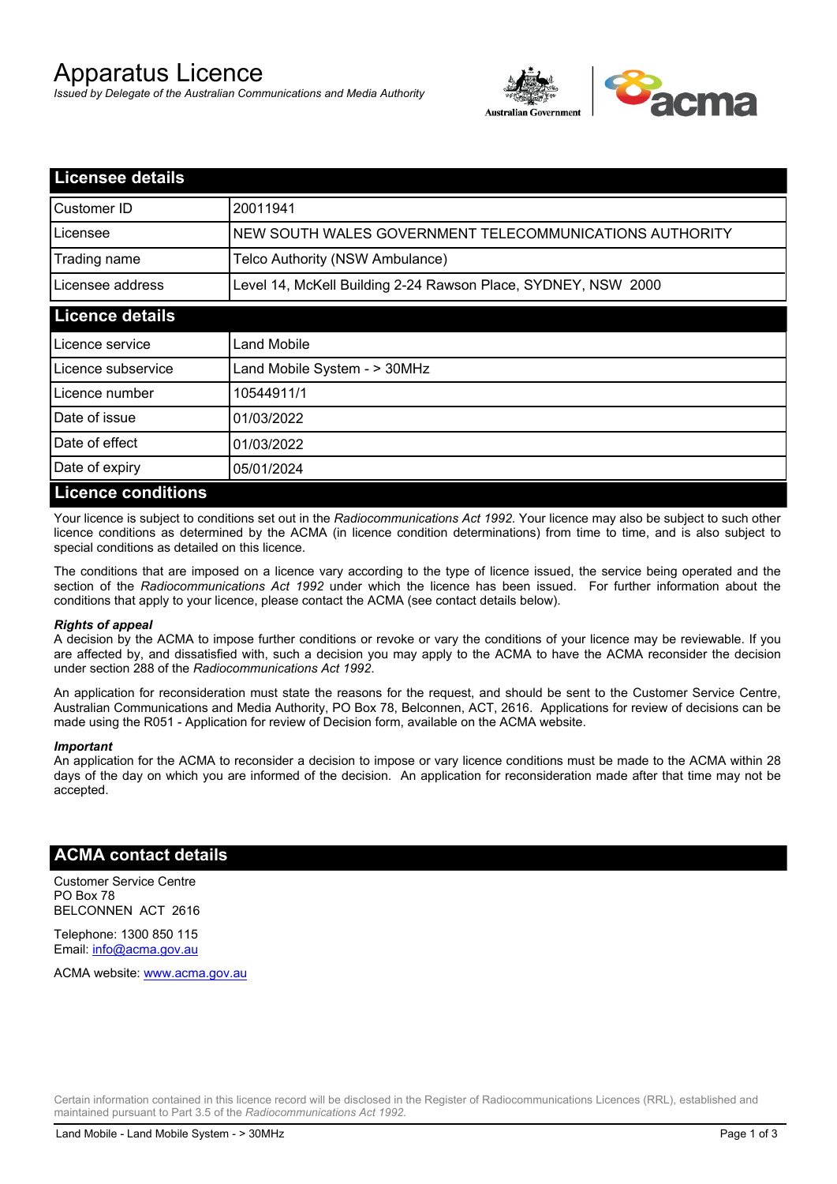# Apparatus Licence

*Issued by Delegate of the Australian Communications and Media Authority*

## Licensee details

| | |
|---|---|
| Customer ID | 20011941 |
| Licensee | NEW SOUTH WALES GOVERNMENT TELECOMMUNICATIONS AUTHORITY |
| Trading name | Telco Authority (NSW Ambulance) |
| Licensee address | Level 14, McKell Building 2-24 Rawson Place, SYDNEY, NSW 2000 |

## Licence details

| | |
|---|---|
| Licence service | Land Mobile |
| Licence subservice | Land Mobile System - > 30MHz |
| Licence number | 10544911/1 |
| Date of issue | 01/03/2022 |
| Date of effect | 01/03/2022 |
| Date of expiry | 05/01/2024 |

## Licence conditions

Your licence is subject to conditions set out in the *Radiocommunications Act 1992*. Your licence may also be subject to such other licence conditions as determined by the ACMA (in licence condition determinations) from time to time, and is also subject to special conditions as detailed on this licence.

The conditions that are imposed on a licence vary according to the type of licence issued, the service being operated and the section of the *Radiocommunications Act 1992* under which the licence has been issued. For further information about the conditions that apply to your licence, please contact the ACMA (see contact details below).

#### *Rights of appeal*

A decision by the ACMA to impose further conditions or revoke or vary the conditions of your licence may be reviewable. If you are affected by, and dissatisfied with, such a decision you may apply to the ACMA to have the ACMA reconsider the decision under section 288 of the *Radiocommunications Act 1992*.

An application for reconsideration must state the reasons for the request, and should be sent to the Customer Service Centre, Australian Communications and Media Authority, PO Box 78, Belconnen, ACT, 2616. Applications for review of decisions can be made using the R051 - Application for review of Decision form, available on the ACMA website.

#### *Important*

An application for the ACMA to reconsider a decision to impose or vary licence conditions must be made to the ACMA within 28 days of the day on which you are informed of the decision. An application for reconsideration made after that time may not be accepted.

## ACMA contact details

Customer Service Centre
PO Box 78
BELCONNEN ACT 2616

Telephone: 1300 850 115
Email: info@acma.gov.au

ACMA website: www.acma.gov.au

Certain information contained in this licence record will be disclosed in the Register of Radiocommunications Licences (RRL), established and maintained pursuant to Part 3.5 of the *Radiocommunications Act 1992.*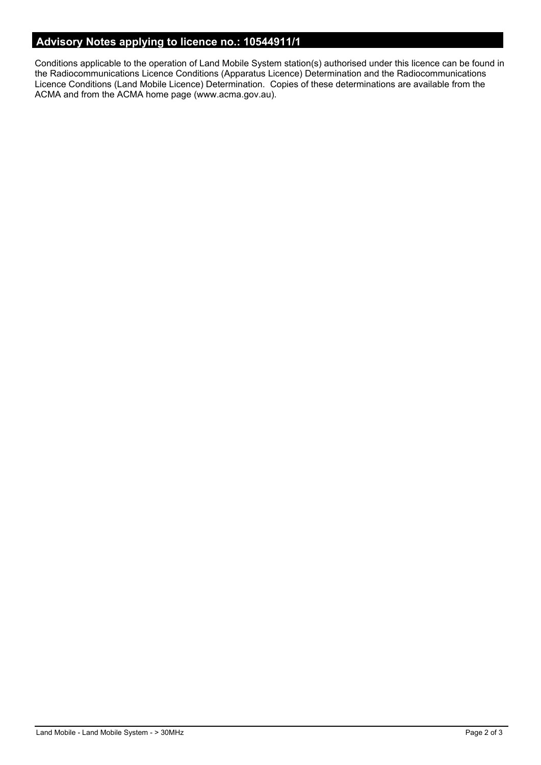## Advisory Notes applying to licence no.: 10544911/1

Conditions applicable to the operation of Land Mobile System station(s) authorised under this licence can be found in the Radiocommunications Licence Conditions (Apparatus Licence) Determination and the Radiocommunications Licence Conditions (Land Mobile Licence) Determination. Copies of these determinations are available from the ACMA and from the ACMA home page (www.acma.gov.au).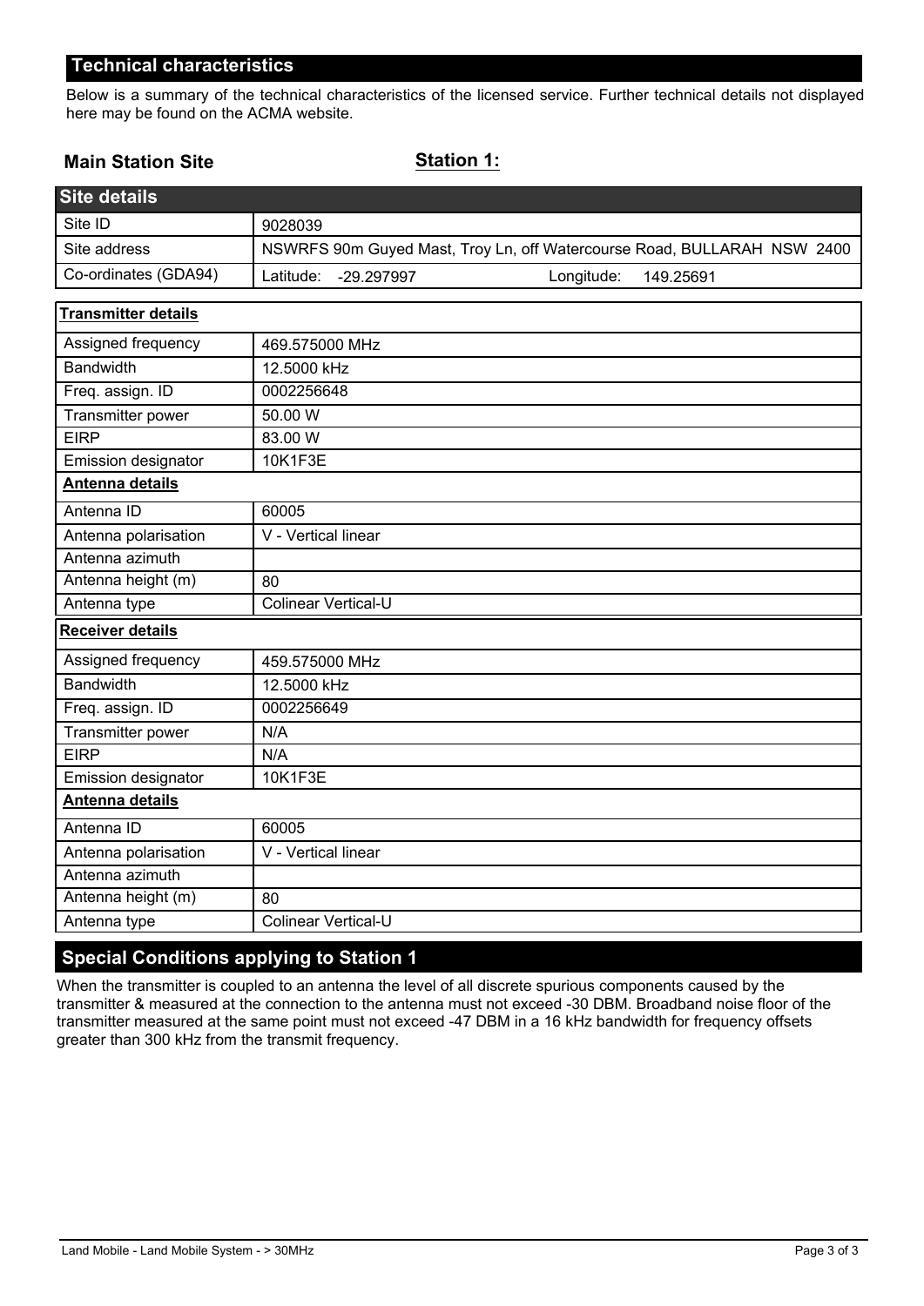## Technical characteristics

Below is a summary of the technical characteristics of the licensed service. Further technical details not displayed here may be found on the ACMA website.

**Main Station Site** **Station 1:**

### Site details

| | |
|---|---|
| Site ID | 9028039 |
| Site address | NSWRFS 90m Guyed Mast, Troy Ln, off Watercourse Road, BULLARAH NSW 2400 |
| Co-ordinates (GDA94) | Latitude: -29.297997 Longitude: 149.25691 |

| | |
|---|---|
| **Transmitter details** | |
| Assigned frequency | 469.575000 MHz |
| Bandwidth | 12.5000 kHz |
| Freq. assign. ID | 0002256648 |
| Transmitter power | 50.00 W |
| EIRP | 83.00 W |
| Emission designator | 10K1F3E |
| **Antenna details** | |
| Antenna ID | 60005 |
| Antenna polarisation | V - Vertical linear |
| Antenna azimuth | |
| Antenna height (m) | 80 |
| Antenna type | Colinear Vertical-U |
| **Receiver details** | |
| Assigned frequency | 459.575000 MHz |
| Bandwidth | 12.5000 kHz |
| Freq. assign. ID | 0002256649 |
| Transmitter power | N/A |
| EIRP | N/A |
| Emission designator | 10K1F3E |
| **Antenna details** | |
| Antenna ID | 60005 |
| Antenna polarisation | V - Vertical linear |
| Antenna azimuth | |
| Antenna height (m) | 80 |
| Antenna type | Colinear Vertical-U |

## Special Conditions applying to Station 1

When the transmitter is coupled to an antenna the level of all discrete spurious components caused by the transmitter & measured at the connection to the antenna must not exceed -30 DBM. Broadband noise floor of the transmitter measured at the same point must not exceed -47 DBM in a 16 kHz bandwidth for frequency offsets greater than 300 kHz from the transmit frequency.